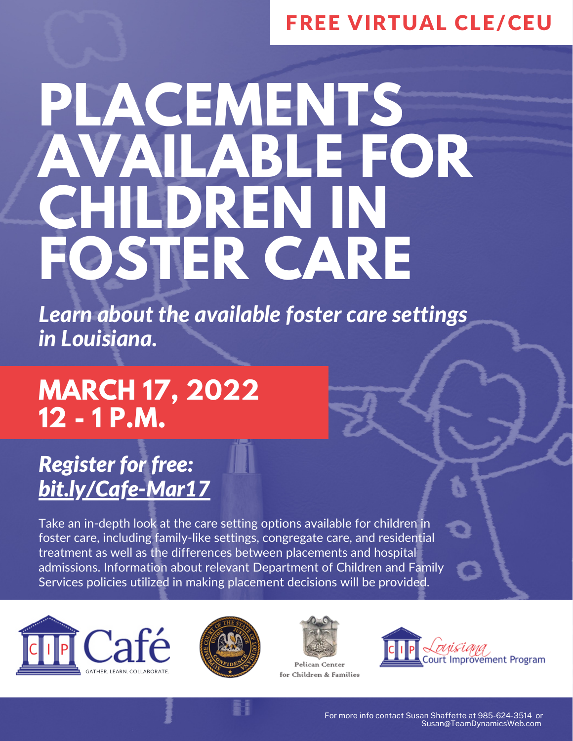**FREE VIRTUAL CLE/CEU**

# PLACEMENTS AVAILABLE FOR CHILDREN IN FOSTER CARE

***Learn about the available foster care settings in Louisiana.***

## MARCH 17, 2022
## 12 - 1 P.M.

***Register for free: bit.ly/Cafe-Mar17***

Take an in-depth look at the care setting options available for children in foster care, including family-like settings, congregate care, and residential treatment as well as the differences between placements and hospital admissions. Information about relevant Department of Children and Family Services policies utilized in making placement decisions will be provided.

CIP Café — GATHER. LEARN. COLLABORATE.

Pelican Center for Children & Families

CIP Louisiana Court Improvement Program

For more info contact Susan Shaffette at 985-624-3514 or Susan@TeamDynamicsWeb.com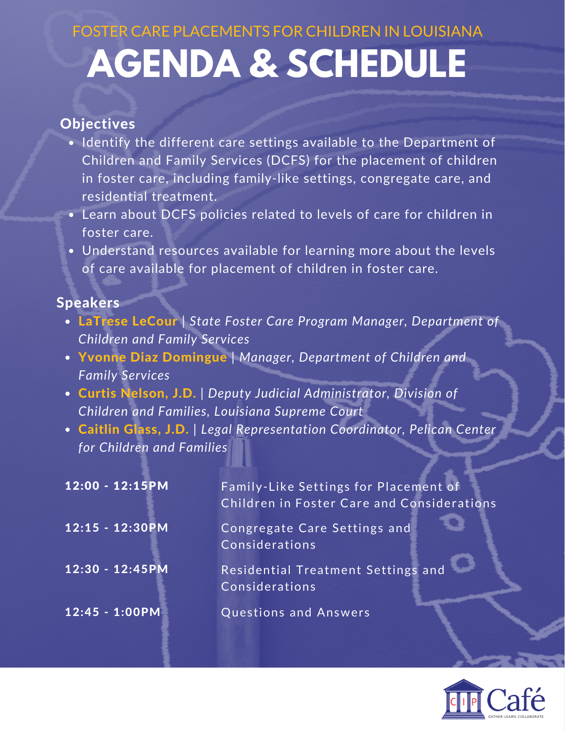FOSTER CARE PLACEMENTS FOR CHILDREN IN LOUISIANA

# AGENDA & SCHEDULE

## Objectives

- Identify the different care settings available to the Department of Children and Family Services (DCFS) for the placement of children in foster care, including family-like settings, congregate care, and residential treatment.
- Learn about DCFS policies related to levels of care for children in foster care.
- Understand resources available for learning more about the levels of care available for placement of children in foster care.

## Speakers

- **LaTrese LeCour** | *State Foster Care Program Manager, Department of Children and Family Services*
- **Yvonne Diaz Domingue** | *Manager, Department of Children and Family Services*
- **Curtis Nelson, J.D.** | *Deputy Judicial Administrator, Division of Children and Families, Louisiana Supreme Court*
- **Caitlin Glass, J.D.** | *Legal Representation Coordinator, Pelican Center for Children and Families*

| | |
|---|---|
| **12:00 - 12:15PM** | Family-Like Settings for Placement of Children in Foster Care and Considerations |
| **12:15 - 12:30PM** | Congregate Care Settings and Considerations |
| **12:30 - 12:45PM** | Residential Treatment Settings and Considerations |
| **12:45 - 1:00PM** | Questions and Answers |

CIP Café

GATHER. LEARN. COLLABORATE.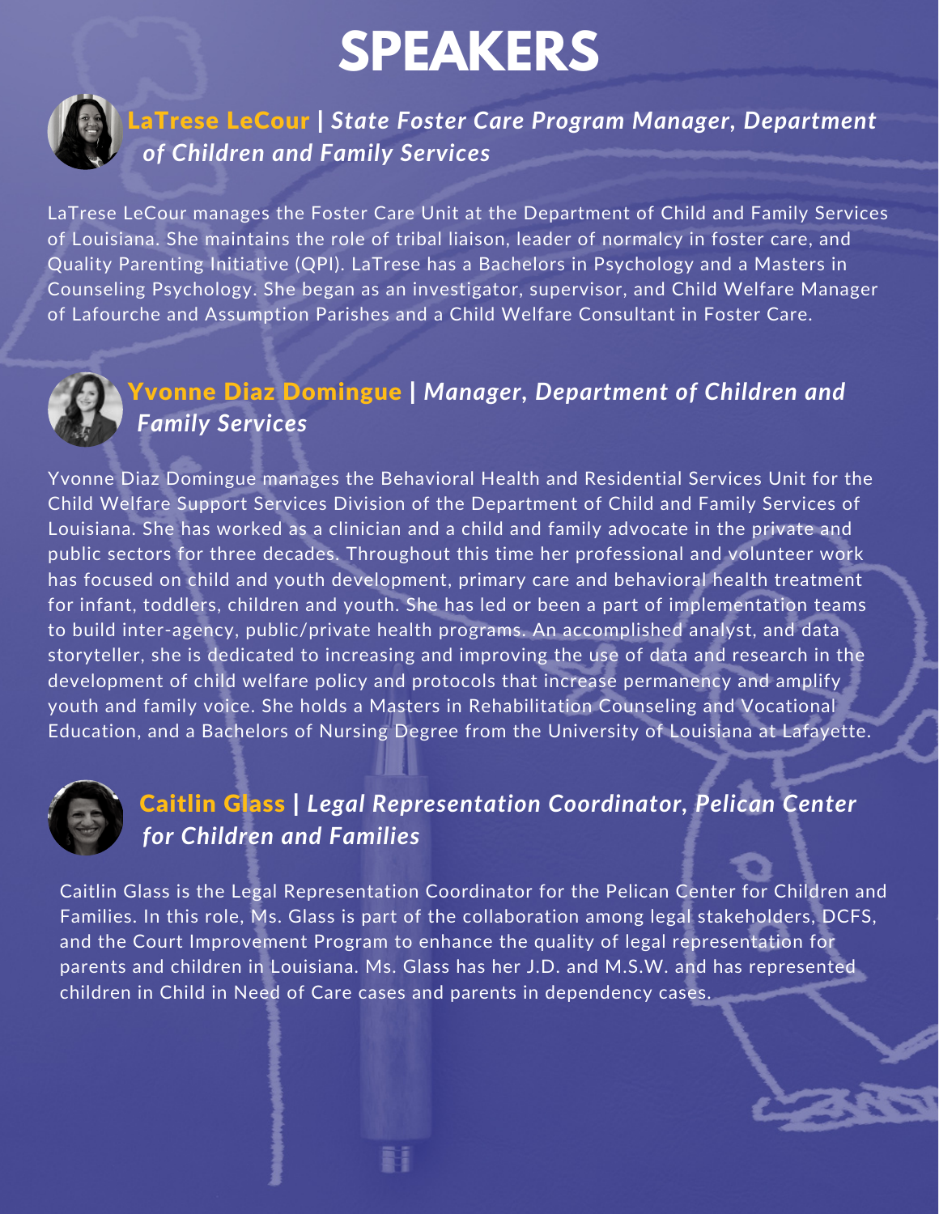# SPEAKERS

### LaTrese LeCour | *State Foster Care Program Manager, Department of Children and Family Services*

LaTrese LeCour manages the Foster Care Unit at the Department of Child and Family Services of Louisiana. She maintains the role of tribal liaison, leader of normalcy in foster care, and Quality Parenting Initiative (QPI). LaTrese has a Bachelors in Psychology and a Masters in Counseling Psychology. She began as an investigator, supervisor, and Child Welfare Manager of Lafourche and Assumption Parishes and a Child Welfare Consultant in Foster Care.

### Yvonne Diaz Domingue | *Manager, Department of Children and Family Services*

Yvonne Diaz Domingue manages the Behavioral Health and Residential Services Unit for the Child Welfare Support Services Division of the Department of Child and Family Services of Louisiana. She has worked as a clinician and a child and family advocate in the private and public sectors for three decades. Throughout this time her professional and volunteer work has focused on child and youth development, primary care and behavioral health treatment for infant, toddlers, children and youth. She has led or been a part of implementation teams to build inter-agency, public/private health programs. An accomplished analyst, and data storyteller, she is dedicated to increasing and improving the use of data and research in the development of child welfare policy and protocols that increase permanency and amplify youth and family voice. She holds a Masters in Rehabilitation Counseling and Vocational Education, and a Bachelors of Nursing Degree from the University of Louisiana at Lafayette.

### Caitlin Glass | *Legal Representation Coordinator, Pelican Center for Children and Families*

Caitlin Glass is the Legal Representation Coordinator for the Pelican Center for Children and Families. In this role, Ms. Glass is part of the collaboration among legal stakeholders, DCFS, and the Court Improvement Program to enhance the quality of legal representation for parents and children in Louisiana. Ms. Glass has her J.D. and M.S.W. and has represented children in Child in Need of Care cases and parents in dependency cases.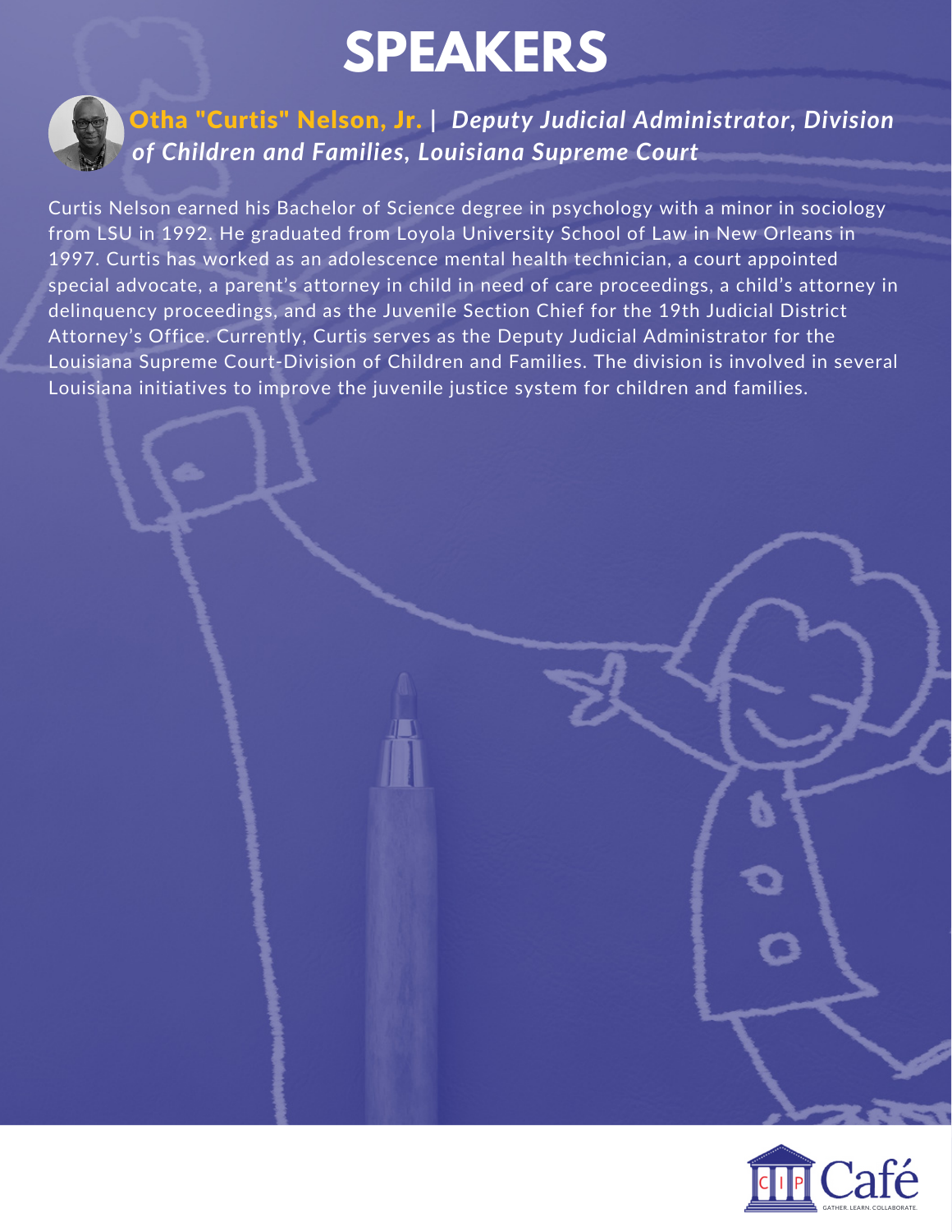# SPEAKERS

**Otha "Curtis" Nelson, Jr.** | ***Deputy Judicial Administrator, Division of Children and Families, Louisiana Supreme Court***

Curtis Nelson earned his Bachelor of Science degree in psychology with a minor in sociology from LSU in 1992. He graduated from Loyola University School of Law in New Orleans in 1997. Curtis has worked as an adolescence mental health technician, a court appointed special advocate, a parent's attorney in child in need of care proceedings, a child's attorney in delinquency proceedings, and as the Juvenile Section Chief for the 19th Judicial District Attorney's Office. Currently, Curtis serves as the Deputy Judicial Administrator for the Louisiana Supreme Court-Division of Children and Families. The division is involved in several Louisiana initiatives to improve the juvenile justice system for children and families.

CIP Café

GATHER. LEARN. COLLABORATE.